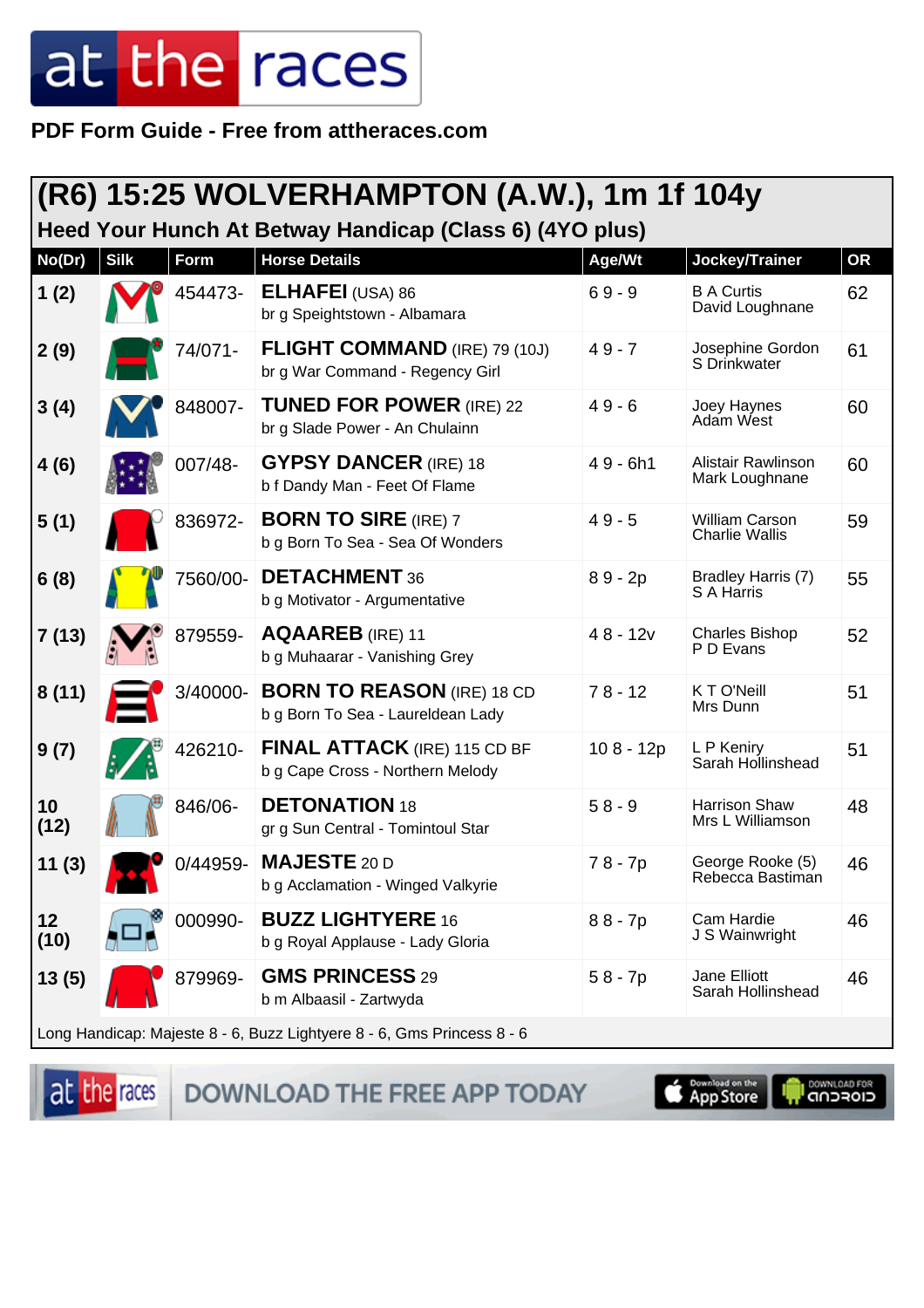# at the races

**PDF Form Guide - Free from attheraces.com**

## (R6) 15:25 WOLVERHAMPTON (A.W.), 1m 1f 104y

### Heed Your Hunch At Betway Handicap (Class 6) (4YO plus)

| No(Dr) | Silk | Form | Horse Details | Age/Wt | Jockey/Trainer | OR |
|---|---|---|---|---|---|---|
| 1 (2) | | 454473- | **ELHAFEI** (USA) 86<br>br g Speightstown - Albamara | 6 9 - 9 | B A Curtis<br>David Loughnane | 62 |
| 2 (9) | | 74/071- | **FLIGHT COMMAND** (IRE) 79 (10J)<br>br g War Command - Regency Girl | 4 9 - 7 | Josephine Gordon<br>S Drinkwater | 61 |
| 3 (4) | | 848007- | **TUNED FOR POWER** (IRE) 22<br>br g Slade Power - An Chulainn | 4 9 - 6 | Joey Haynes<br>Adam West | 60 |
| 4 (6) | | 007/48- | **GYPSY DANCER** (IRE) 18<br>b f Dandy Man - Feet Of Flame | 4 9 - 6h1 | Alistair Rawlinson<br>Mark Loughnane | 60 |
| 5 (1) | | 836972- | **BORN TO SIRE** (IRE) 7<br>b g Born To Sea - Sea Of Wonders | 4 9 - 5 | William Carson<br>Charlie Wallis | 59 |
| 6 (8) | | 7560/00- | **DETACHMENT** 36<br>b g Motivator - Argumentative | 8 9 - 2p | Bradley Harris (7)<br>S A Harris | 55 |
| 7 (13) | | 879559- | **AQAAREB** (IRE) 11<br>b g Muhaarar - Vanishing Grey | 4 8 - 12v | Charles Bishop<br>P D Evans | 52 |
| 8 (11) | | 3/40000- | **BORN TO REASON** (IRE) 18 CD<br>b g Born To Sea - Laureldean Lady | 7 8 - 12 | K T O'Neill<br>Mrs Dunn | 51 |
| 9 (7) | | 426210- | **FINAL ATTACK** (IRE) 115 CD BF<br>b g Cape Cross - Northern Melody | 10 8 - 12p | L P Keniry<br>Sarah Hollinshead | 51 |
| 10 (12) | | 846/06- | **DETONATION** 18<br>gr g Sun Central - Tomintoul Star | 5 8 - 9 | Harrison Shaw<br>Mrs L Williamson | 48 |
| 11 (3) | | 0/44959- | **MAJESTE** 20 D<br>b g Acclamation - Winged Valkyrie | 7 8 - 7p | George Rooke (5)<br>Rebecca Bastiman | 46 |
| 12 (10) | | 000990- | **BUZZ LIGHTYERE** 16<br>b g Royal Applause - Lady Gloria | 8 8 - 7p | Cam Hardie<br>J S Wainwright | 46 |
| 13 (5) | | 879969- | **GMS PRINCESS** 29<br>b m Albaasil - Zartwyda | 5 8 - 7p | Jane Elliott<br>Sarah Hollinshead | 46 |

Long Handicap: Majeste 8 - 6, Buzz Lightyere 8 - 6, Gms Princess 8 - 6

DOWNLOAD THE FREE APP TODAY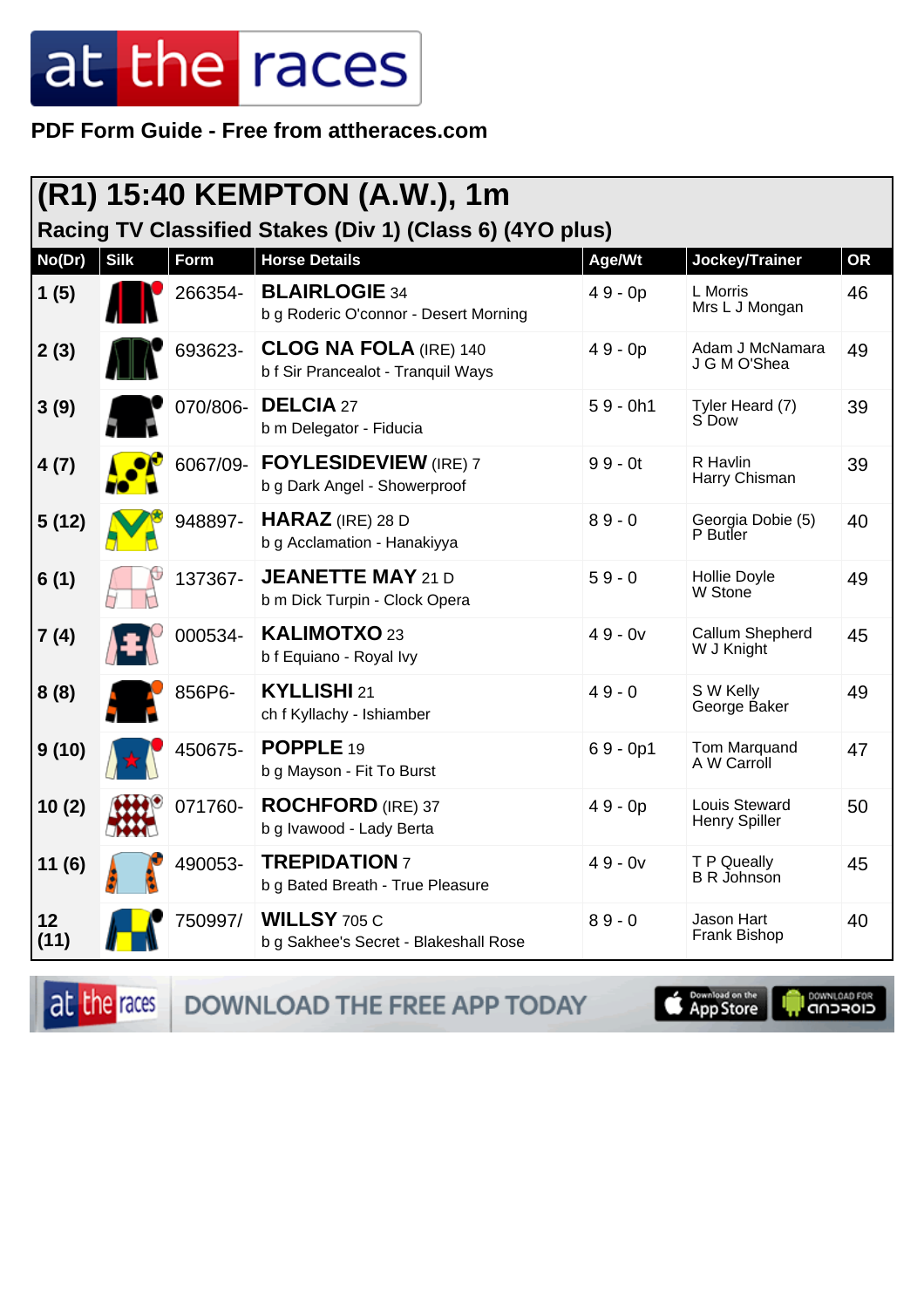# at the races

**PDF Form Guide - Free from attheraces.com**

## (R1) 15:40 KEMPTON (A.W.), 1m

### Racing TV Classified Stakes (Div 1) (Class 6) (4YO plus)

| No(Dr) | Silk | Form | Horse Details | Age/Wt | Jockey/Trainer | OR |
|---|---|---|---|---|---|---|
| 1 (5) | | 266354- | **BLAIRLOGIE** 34<br>b g Roderic O'connor - Desert Morning | 4 9 - 0p | L Morris<br>Mrs L J Mongan | 46 |
| 2 (3) | | 693623- | **CLOG NA FOLA** (IRE) 140<br>b f Sir Prancealot - Tranquil Ways | 4 9 - 0p | Adam J McNamara<br>J G M O'Shea | 49 |
| 3 (9) | | 070/806- | **DELCIA** 27<br>b m Delegator - Fiducia | 5 9 - 0h1 | Tyler Heard (7)<br>S Dow | 39 |
| 4 (7) | | 6067/09- | **FOYLESIDEVIEW** (IRE) 7<br>b g Dark Angel - Showerproof | 9 9 - 0t | R Havlin<br>Harry Chisman | 39 |
| 5 (12) | | 948897- | **HARAZ** (IRE) 28 D<br>b g Acclamation - Hanakiyya | 8 9 - 0 | Georgia Dobie (5)<br>P Butler | 40 |
| 6 (1) | | 137367- | **JEANETTE MAY** 21 D<br>b m Dick Turpin - Clock Opera | 5 9 - 0 | Hollie Doyle<br>W Stone | 49 |
| 7 (4) | | 000534- | **KALIMOTXO** 23<br>b f Equiano - Royal Ivy | 4 9 - 0v | Callum Shepherd<br>W J Knight | 45 |
| 8 (8) | | 856P6- | **KYLLISHI** 21<br>ch f Kyllachy - Ishiamber | 4 9 - 0 | S W Kelly<br>George Baker | 49 |
| 9 (10) | | 450675- | **POPPLE** 19<br>b g Mayson - Fit To Burst | 6 9 - 0p1 | Tom Marquand<br>A W Carroll | 47 |
| 10 (2) | | 071760- | **ROCHFORD** (IRE) 37<br>b g Ivawood - Lady Berta | 4 9 - 0p | Louis Steward<br>Henry Spiller | 50 |
| 11 (6) | | 490053- | **TREPIDATION** 7<br>b g Bated Breath - True Pleasure | 4 9 - 0v | T P Queally<br>B R Johnson | 45 |
| 12 (11) | | 750997/ | **WILLSY** 705 C<br>b g Sakhee's Secret - Blakeshall Rose | 8 9 - 0 | Jason Hart<br>Frank Bishop | 40 |

at the races — DOWNLOAD THE FREE APP TODAY — Download on the App Store — DOWNLOAD FOR ANDROID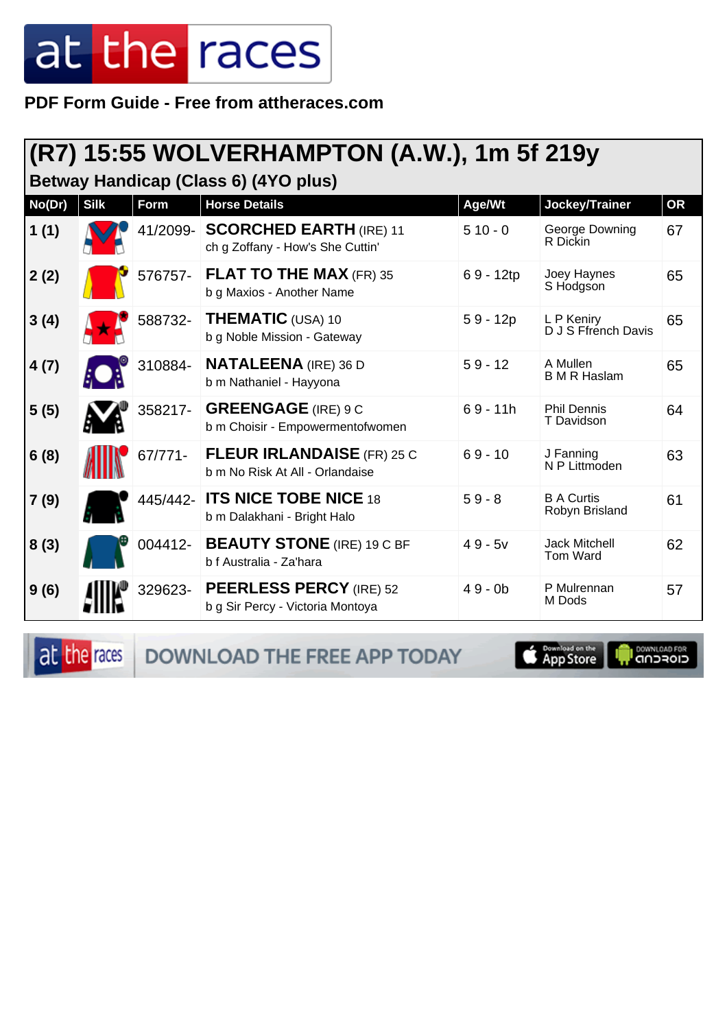PDF Form Guide - Free from attheraces.com

## (R7) 15:55 WOLVERHAMPTON (A.W.), 1m 5f 219y

### Betway Handicap (Class 6) (4YO plus)

| No(Dr) | Silk | Form | Horse Details | Age/Wt | Jockey/Trainer | OR |
|---|---|---|---|---|---|---|
| 1 (1) | | 41/2099- | **SCORCHED EARTH** (IRE) 11<br>ch g Zoffany - How's She Cuttin' | 5 10 - 0 | George Downing<br>R Dickin | 67 |
| 2 (2) | | 576757- | **FLAT TO THE MAX** (FR) 35<br>b g Maxios - Another Name | 6 9 - 12tp | Joey Haynes<br>S Hodgson | 65 |
| 3 (4) | | 588732- | **THEMATIC** (USA) 10<br>b g Noble Mission - Gateway | 5 9 - 12p | L P Keniry<br>D J S Ffrench Davis | 65 |
| 4 (7) | | 310884- | **NATALEENA** (IRE) 36 D<br>b m Nathaniel - Hayyona | 5 9 - 12 | A Mullen<br>B M R Haslam | 65 |
| 5 (5) | | 358217- | **GREENGAGE** (IRE) 9 C<br>b m Choisir - Empowermentofwomen | 6 9 - 11h | Phil Dennis<br>T Davidson | 64 |
| 6 (8) | | 67/771- | **FLEUR IRLANDAISE** (FR) 25 C<br>b m No Risk At All - Orlandaise | 6 9 - 10 | J Fanning<br>N P Littmoden | 63 |
| 7 (9) | | 445/442- | **ITS NICE TOBE NICE** 18<br>b m Dalakhani - Bright Halo | 5 9 - 8 | B A Curtis<br>Robyn Brisland | 61 |
| 8 (3) | | 004412- | **BEAUTY STONE** (IRE) 19 C BF<br>b f Australia - Za'hara | 4 9 - 5v | Jack Mitchell<br>Tom Ward | 62 |
| 9 (6) | | 329623- | **PEERLESS PERCY** (IRE) 52<br>b g Sir Percy - Victoria Montoya | 4 9 - 0b | P Mulrennan<br>M Dods | 57 |

DOWNLOAD THE FREE APP TODAY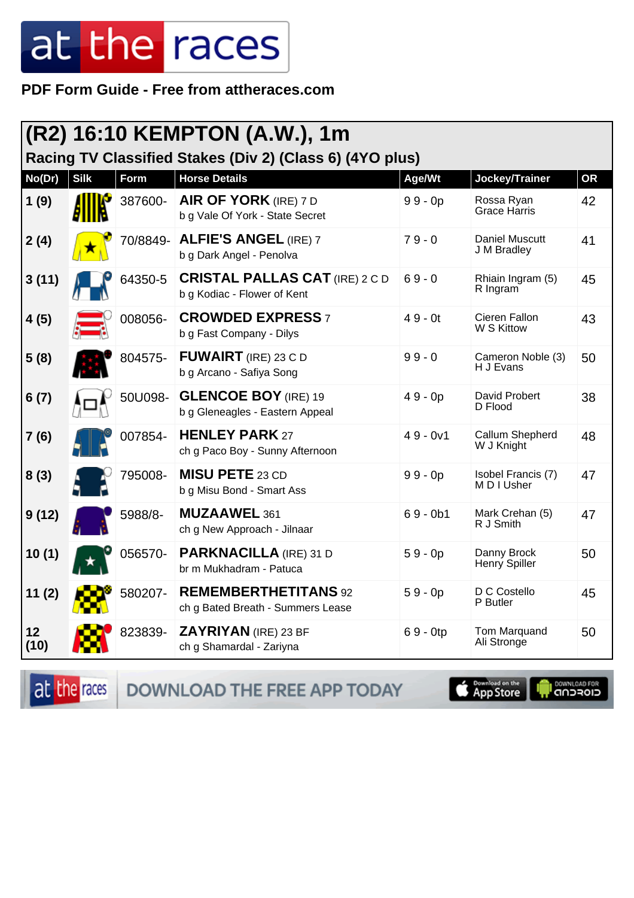# at the races

**PDF Form Guide - Free from attheraces.com**

## (R2) 16:10 KEMPTON (A.W.), 1m

### Racing TV Classified Stakes (Div 2) (Class 6) (4YO plus)

| No(Dr) | Silk | Form | Horse Details | Age/Wt | Jockey/Trainer | OR |
|---|---|---|---|---|---|---|
| 1 (9) | | 387600- | **AIR OF YORK** (IRE) 7 D<br>b g Vale Of York - State Secret | 9 9 - 0p | Rossa Ryan<br>Grace Harris | 42 |
| 2 (4) | | 70/8849- | **ALFIE'S ANGEL** (IRE) 7<br>b g Dark Angel - Penolva | 7 9 - 0 | Daniel Muscutt<br>J M Bradley | 41 |
| 3 (11) | | 64350-5 | **CRISTAL PALLAS CAT** (IRE) 2 C D<br>b g Kodiac - Flower of Kent | 6 9 - 0 | Rhiain Ingram (5)<br>R Ingram | 45 |
| 4 (5) | | 008056- | **CROWDED EXPRESS** 7<br>b g Fast Company - Dilys | 4 9 - 0t | Cieren Fallon<br>W S Kittow | 43 |
| 5 (8) | | 804575- | **FUWAIRT** (IRE) 23 C D<br>b g Arcano - Safiya Song | 9 9 - 0 | Cameron Noble (3)<br>H J Evans | 50 |
| 6 (7) | | 50U098- | **GLENCOE BOY** (IRE) 19<br>b g Gleneagles - Eastern Appeal | 4 9 - 0p | David Probert<br>D Flood | 38 |
| 7 (6) | | 007854- | **HENLEY PARK** 27<br>ch g Paco Boy - Sunny Afternoon | 4 9 - 0v1 | Callum Shepherd<br>W J Knight | 48 |
| 8 (3) | | 795008- | **MISU PETE** 23 CD<br>b g Misu Bond - Smart Ass | 9 9 - 0p | Isobel Francis (7)<br>M D I Usher | 47 |
| 9 (12) | | 5988/8- | **MUZAAWEL** 361<br>ch g New Approach - Jilnaar | 6 9 - 0b1 | Mark Crehan (5)<br>R J Smith | 47 |
| 10 (1) | | 056570- | **PARKNACILLA** (IRE) 31 D<br>br m Mukhadram - Patuca | 5 9 - 0p | Danny Brock<br>Henry Spiller | 50 |
| 11 (2) | | 580207- | **REMEMBERTHETITANS** 92<br>ch g Bated Breath - Summers Lease | 5 9 - 0p | D C Costello<br>P Butler | 45 |
| 12 (10) | | 823839- | **ZAYRIYAN** (IRE) 23 BF<br>ch g Shamardal - Zariyna | 6 9 - 0tp | Tom Marquand<br>Ali Stronge | 50 |

at the races DOWNLOAD THE FREE APP TODAY